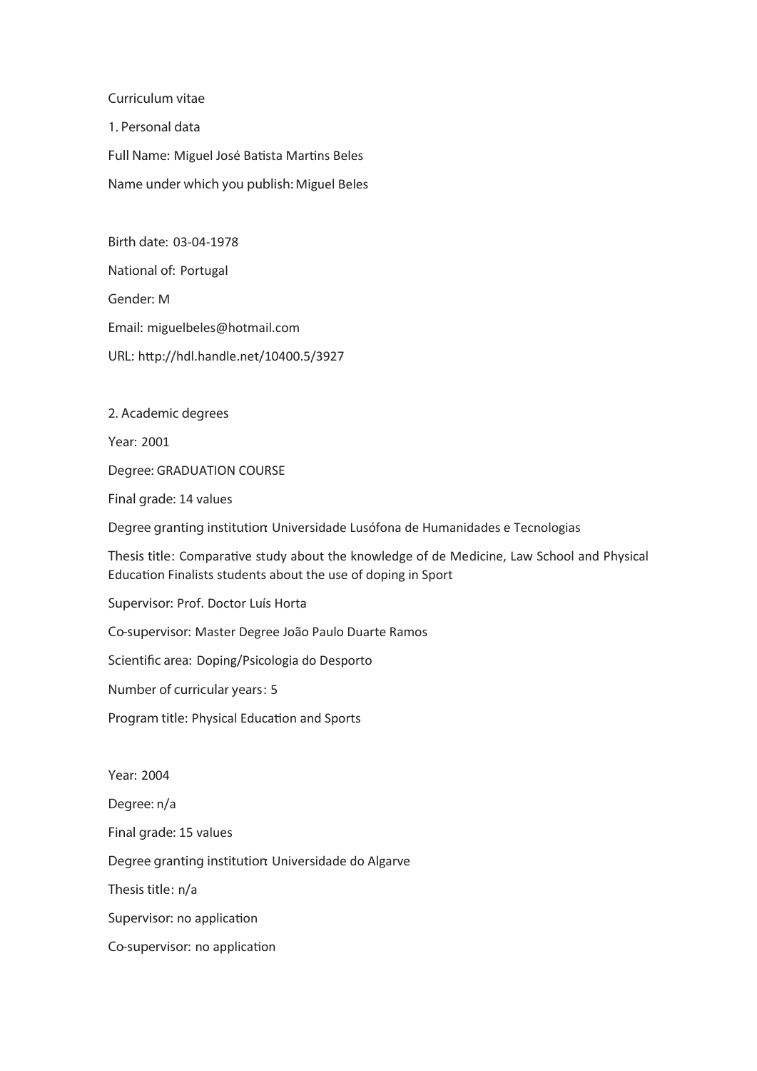Curriculum vitae

1. Personal data

Full Name: Miguel José Batista Martins Beles

Name under which you publish: Miguel Beles

Birth date: 03-04-1978

National of: Portugal

Gender: M

Email: miguelbeles@hotmail.com

URL: http://hdl.handle.net/10400.5/3927

2. Academic degrees

Year: 2001

Degree: GRADUATION COURSE

Final grade: 14 values

Degree granting institution: Universidade Lusófona de Humanidades e Tecnologias

Thesis title: Comparative study about the knowledge of de Medicine, Law School and Physical Education Finalists students about the use of doping in Sport

Supervisor: Prof. Doctor Luís Horta

Co-supervisor: Master Degree João Paulo Duarte Ramos

Scientific area: Doping/Psicologia do Desporto

Number of curricular years: 5

Program title: Physical Education and Sports

Year: 2004

Degree: n/a

Final grade: 15 values

Degree granting institution: Universidade do Algarve

Thesis title: n/a

Supervisor: no application

Co-supervisor: no application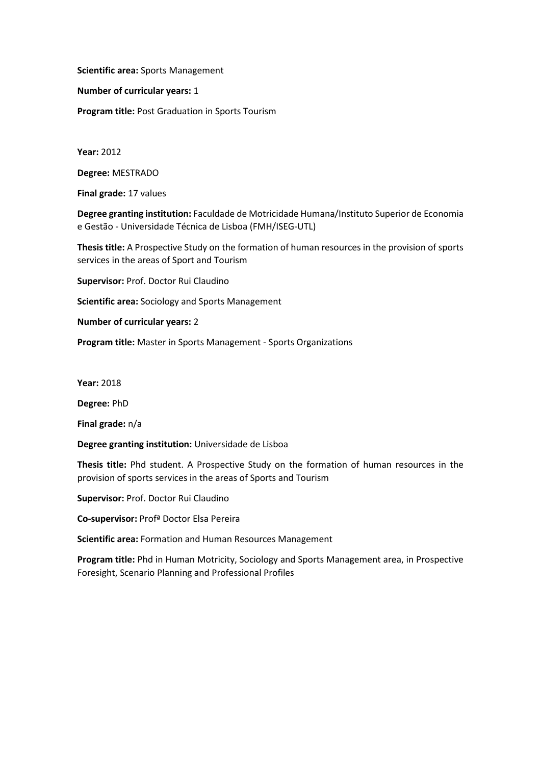**Scientific area:** Sports Management

**Number of curricular years:** 1

**Program title:** Post Graduation in Sports Tourism

**Year:** 2012

**Degree:** MESTRADO

**Final grade:** 17 values

**Degree granting institution:** Faculdade de Motricidade Humana/Instituto Superior de Economia e Gestão - Universidade Técnica de Lisboa (FMH/ISEG-UTL)

**Thesis title:** A Prospective Study on the formation of human resources in the provision of sports services in the areas of Sport and Tourism

**Supervisor:** Prof. Doctor Rui Claudino

**Scientific area:** Sociology and Sports Management

**Number of curricular years:** 2

**Program title:** Master in Sports Management - Sports Organizations

**Year:** 2018

**Degree:** PhD

**Final grade:** n/a

**Degree granting institution:** Universidade de Lisboa

**Thesis title:** Phd student. A Prospective Study on the formation of human resources in the provision of sports services in the areas of Sports and Tourism

**Supervisor:** Prof. Doctor Rui Claudino

**Co-supervisor:** Profª Doctor Elsa Pereira

**Scientific area:** Formation and Human Resources Management

**Program title:** Phd in Human Motricity, Sociology and Sports Management area, in Prospective Foresight, Scenario Planning and Professional Profiles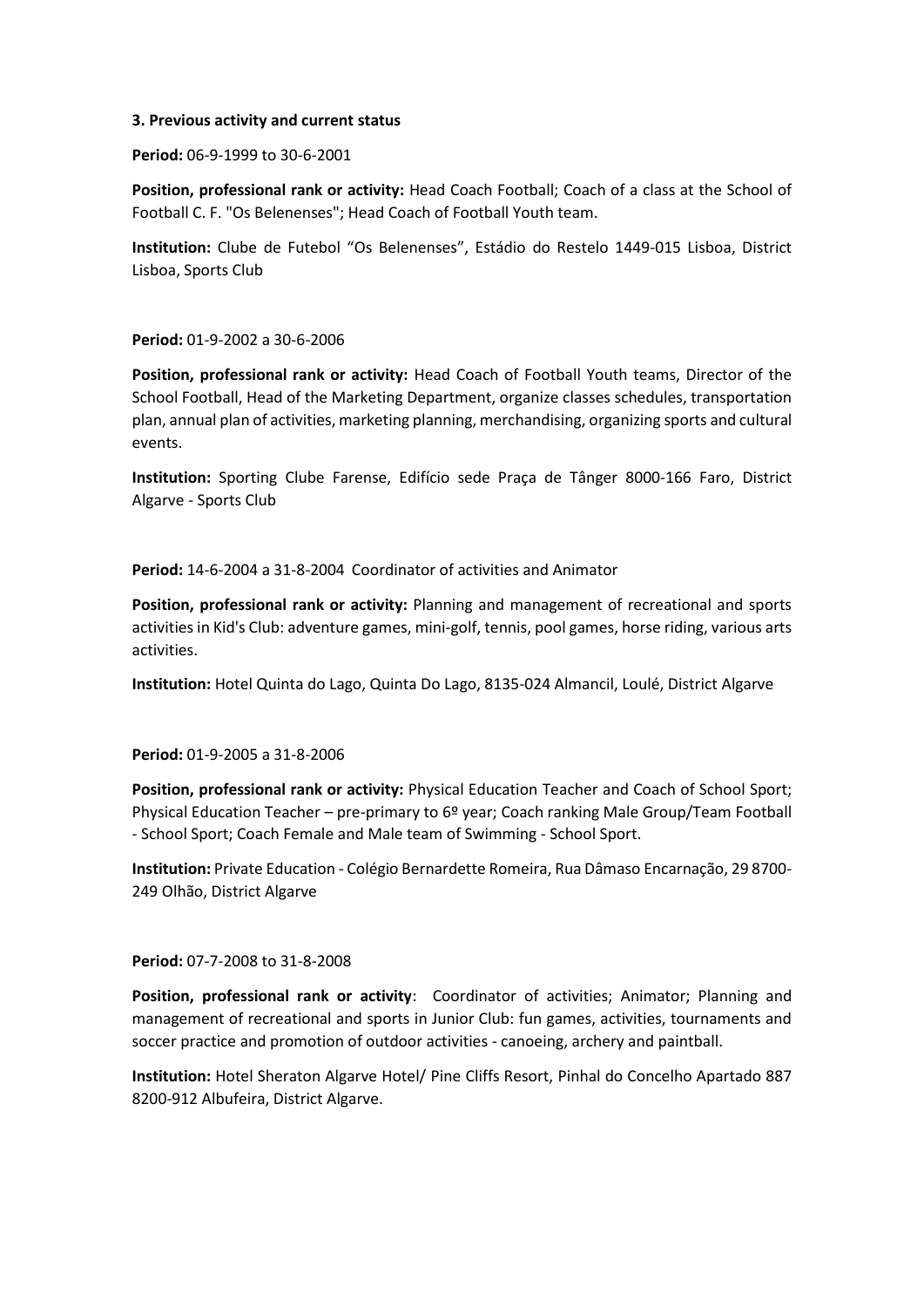**3. Previous activity and current status**

**Period:** 06-9-1999 to 30-6-2001

**Position, professional rank or activity:** Head Coach Football; Coach of a class at the School of Football C. F. "Os Belenenses"; Head Coach of Football Youth team.

**Institution:** Clube de Futebol "Os Belenenses", Estádio do Restelo 1449-015 Lisboa, District Lisboa, Sports Club

**Period:** 01-9-2002 a 30-6-2006

**Position, professional rank or activity:** Head Coach of Football Youth teams, Director of the School Football, Head of the Marketing Department, organize classes schedules, transportation plan, annual plan of activities, marketing planning, merchandising, organizing sports and cultural events.

**Institution:** Sporting Clube Farense, Edifício sede Praça de Tânger 8000-166 Faro, District Algarve - Sports Club

**Period:** 14-6-2004 a 31-8-2004 Coordinator of activities and Animator

**Position, professional rank or activity:** Planning and management of recreational and sports activities in Kid's Club: adventure games, mini-golf, tennis, pool games, horse riding, various arts activities.

**Institution:** Hotel Quinta do Lago, Quinta Do Lago, 8135-024 Almancil, Loulé, District Algarve

**Period:** 01-9-2005 a 31-8-2006

**Position, professional rank or activity:** Physical Education Teacher and Coach of School Sport; Physical Education Teacher – pre-primary to 6º year; Coach ranking Male Group/Team Football - School Sport; Coach Female and Male team of Swimming - School Sport.

**Institution:** Private Education - Colégio Bernardette Romeira, Rua Dâmaso Encarnação, 29 8700-249 Olhão, District Algarve

**Period:** 07-7-2008 to 31-8-2008

**Position, professional rank or activity**: Coordinator of activities; Animator; Planning and management of recreational and sports in Junior Club: fun games, activities, tournaments and soccer practice and promotion of outdoor activities - canoeing, archery and paintball.

**Institution:** Hotel Sheraton Algarve Hotel/ Pine Cliffs Resort, Pinhal do Concelho Apartado 887 8200-912 Albufeira, District Algarve.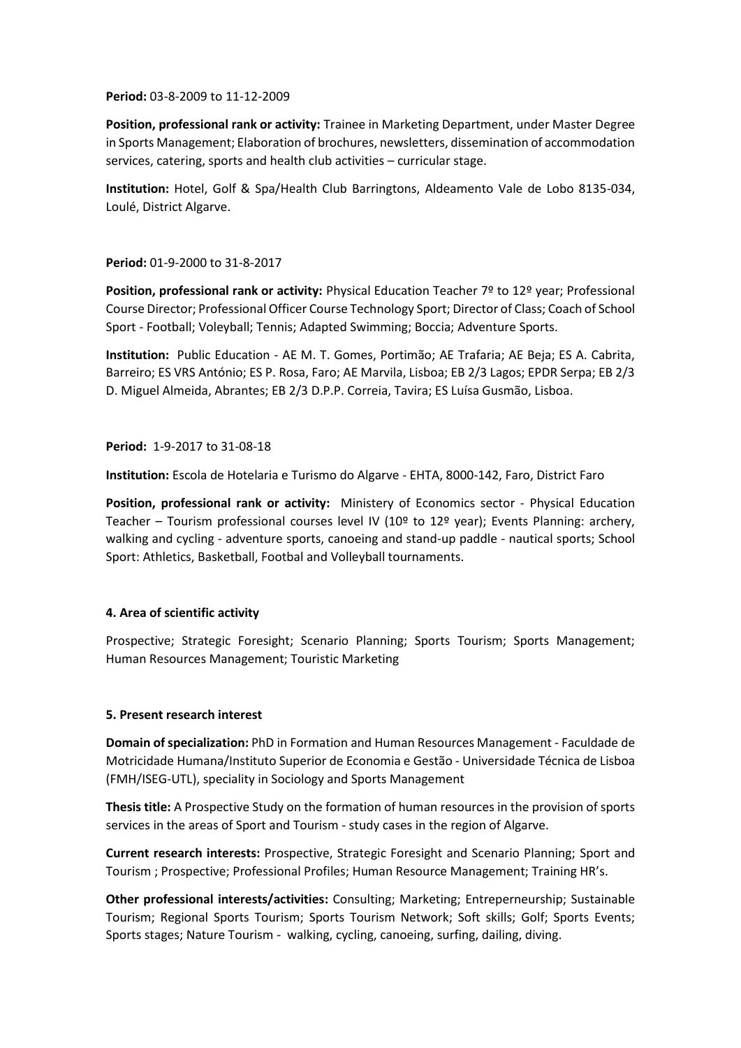**Period:** 03-8-2009 to 11-12-2009

**Position, professional rank or activity:** Trainee in Marketing Department, under Master Degree in Sports Management; Elaboration of brochures, newsletters, dissemination of accommodation services, catering, sports and health club activities – curricular stage.

**Institution:** Hotel, Golf & Spa/Health Club Barringtons, Aldeamento Vale de Lobo 8135-034, Loulé, District Algarve.

**Period:** 01-9-2000 to 31-8-2017

**Position, professional rank or activity:** Physical Education Teacher 7º to 12º year; Professional Course Director; Professional Officer Course Technology Sport; Director of Class; Coach of School Sport - Football; Voleyball; Tennis; Adapted Swimming; Boccia; Adventure Sports.

**Institution:** Public Education - AE M. T. Gomes, Portimão; AE Trafaria; AE Beja; ES A. Cabrita, Barreiro; ES VRS António; ES P. Rosa, Faro; AE Marvila, Lisboa; EB 2/3 Lagos; EPDR Serpa; EB 2/3 D. Miguel Almeida, Abrantes; EB 2/3 D.P.P. Correia, Tavira; ES Luísa Gusmão, Lisboa.

**Period:** 1-9-2017 to 31-08-18

**Institution:** Escola de Hotelaria e Turismo do Algarve - EHTA, 8000-142, Faro, District Faro

**Position, professional rank or activity:** Ministery of Economics sector - Physical Education Teacher – Tourism professional courses level IV (10º to 12º year); Events Planning: archery, walking and cycling - adventure sports, canoeing and stand-up paddle - nautical sports; School Sport: Athletics, Basketball, Footbal and Volleyball tournaments.

**4. Area of scientific activity**

Prospective; Strategic Foresight; Scenario Planning; Sports Tourism; Sports Management; Human Resources Management; Touristic Marketing

**5. Present research interest**

**Domain of specialization:** PhD in Formation and Human Resources Management - Faculdade de Motricidade Humana/Instituto Superior de Economia e Gestão - Universidade Técnica de Lisboa (FMH/ISEG-UTL), speciality in Sociology and Sports Management

**Thesis title:** A Prospective Study on the formation of human resources in the provision of sports services in the areas of Sport and Tourism - study cases in the region of Algarve.

**Current research interests:** Prospective, Strategic Foresight and Scenario Planning; Sport and Tourism ; Prospective; Professional Profiles; Human Resource Management; Training HR's.

**Other professional interests/activities:** Consulting; Marketing; Entreperneurship; Sustainable Tourism; Regional Sports Tourism; Sports Tourism Network; Soft skills; Golf; Sports Events; Sports stages; Nature Tourism - walking, cycling, canoeing, surfing, dailing, diving.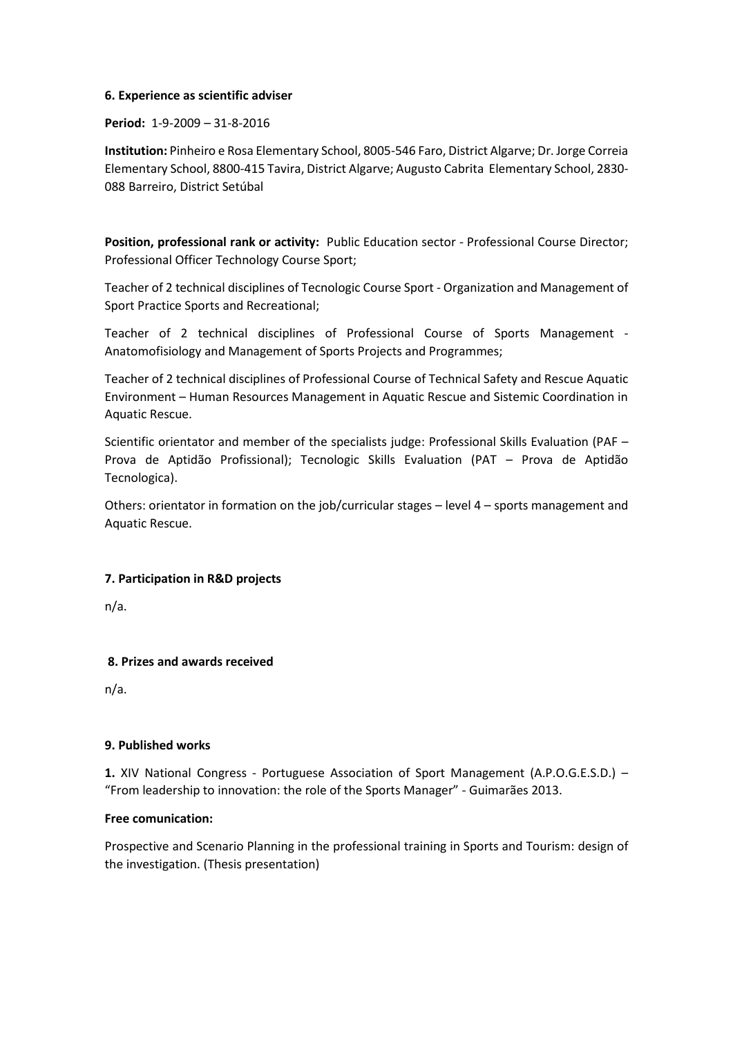**6. Experience as scientific adviser**

**Period:** 1-9-2009 – 31-8-2016

**Institution:** Pinheiro e Rosa Elementary School, 8005-546 Faro, District Algarve; Dr. Jorge Correia Elementary School, 8800-415 Tavira, District Algarve; Augusto Cabrita Elementary School, 2830-088 Barreiro, District Setúbal

**Position, professional rank or activity:** Public Education sector - Professional Course Director; Professional Officer Technology Course Sport;

Teacher of 2 technical disciplines of Tecnologic Course Sport - Organization and Management of Sport Practice Sports and Recreational;

Teacher of 2 technical disciplines of Professional Course of Sports Management - Anatomofisiology and Management of Sports Projects and Programmes;

Teacher of 2 technical disciplines of Professional Course of Technical Safety and Rescue Aquatic Environment – Human Resources Management in Aquatic Rescue and Sistemic Coordination in Aquatic Rescue.

Scientific orientator and member of the specialists judge: Professional Skills Evaluation (PAF – Prova de Aptidão Profissional); Tecnologic Skills Evaluation (PAT – Prova de Aptidão Tecnologica).

Others: orientator in formation on the job/curricular stages – level 4 – sports management and Aquatic Rescue.

**7. Participation in R&D projects**

n/a.

**8. Prizes and awards received**

n/a.

**9. Published works**

**1.** XIV National Congress - Portuguese Association of Sport Management (A.P.O.G.E.S.D.) – "From leadership to innovation: the role of the Sports Manager" - Guimarães 2013.

**Free comunication:**

Prospective and Scenario Planning in the professional training in Sports and Tourism: design of the investigation. (Thesis presentation)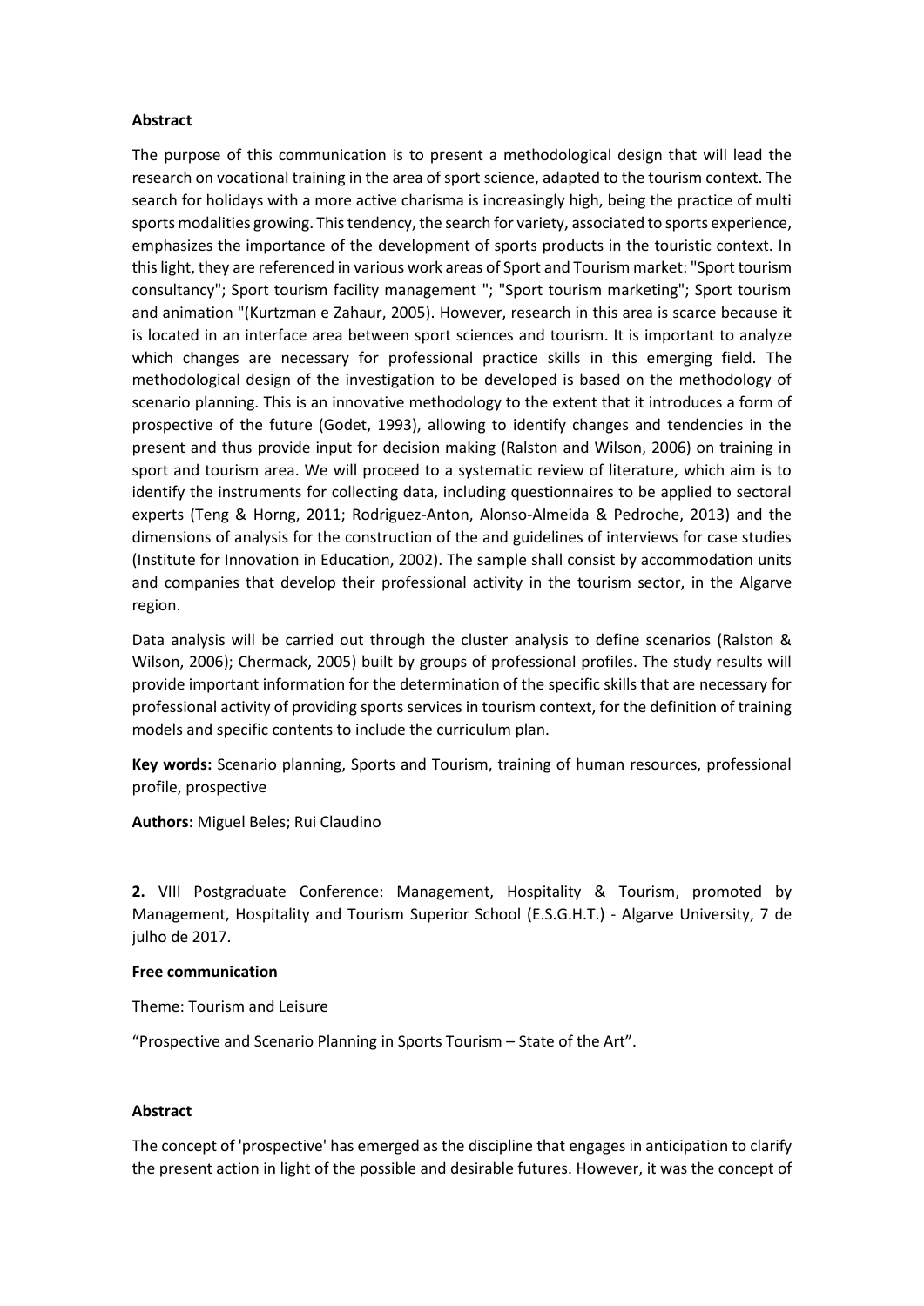**Abstract**

The purpose of this communication is to present a methodological design that will lead the research on vocational training in the area of sport science, adapted to the tourism context. The search for holidays with a more active charisma is increasingly high, being the practice of multi sports modalities growing. This tendency, the search for variety, associated to sports experience, emphasizes the importance of the development of sports products in the touristic context. In this light, they are referenced in various work areas of Sport and Tourism market: "Sport tourism consultancy"; Sport tourism facility management "; "Sport tourism marketing"; Sport tourism and animation "(Kurtzman e Zahaur, 2005). However, research in this area is scarce because it is located in an interface area between sport sciences and tourism. It is important to analyze which changes are necessary for professional practice skills in this emerging field. The methodological design of the investigation to be developed is based on the methodology of scenario planning. This is an innovative methodology to the extent that it introduces a form of prospective of the future (Godet, 1993), allowing to identify changes and tendencies in the present and thus provide input for decision making (Ralston and Wilson, 2006) on training in sport and tourism area. We will proceed to a systematic review of literature, which aim is to identify the instruments for collecting data, including questionnaires to be applied to sectoral experts (Teng & Horng, 2011; Rodriguez-Anton, Alonso-Almeida & Pedroche, 2013) and the dimensions of analysis for the construction of the and guidelines of interviews for case studies (Institute for Innovation in Education, 2002). The sample shall consist by accommodation units and companies that develop their professional activity in the tourism sector, in the Algarve region.

Data analysis will be carried out through the cluster analysis to define scenarios (Ralston & Wilson, 2006); Chermack, 2005) built by groups of professional profiles. The study results will provide important information for the determination of the specific skills that are necessary for professional activity of providing sports services in tourism context, for the definition of training models and specific contents to include the curriculum plan.

**Key words:** Scenario planning, Sports and Tourism, training of human resources, professional profile, prospective

**Authors:** Miguel Beles; Rui Claudino

**2.** VIII Postgraduate Conference: Management, Hospitality & Tourism, promoted by Management, Hospitality and Tourism Superior School (E.S.G.H.T.) - Algarve University, 7 de julho de 2017.

**Free communication**

Theme: Tourism and Leisure

"Prospective and Scenario Planning in Sports Tourism – State of the Art".

**Abstract**

The concept of 'prospective' has emerged as the discipline that engages in anticipation to clarify the present action in light of the possible and desirable futures. However, it was the concept of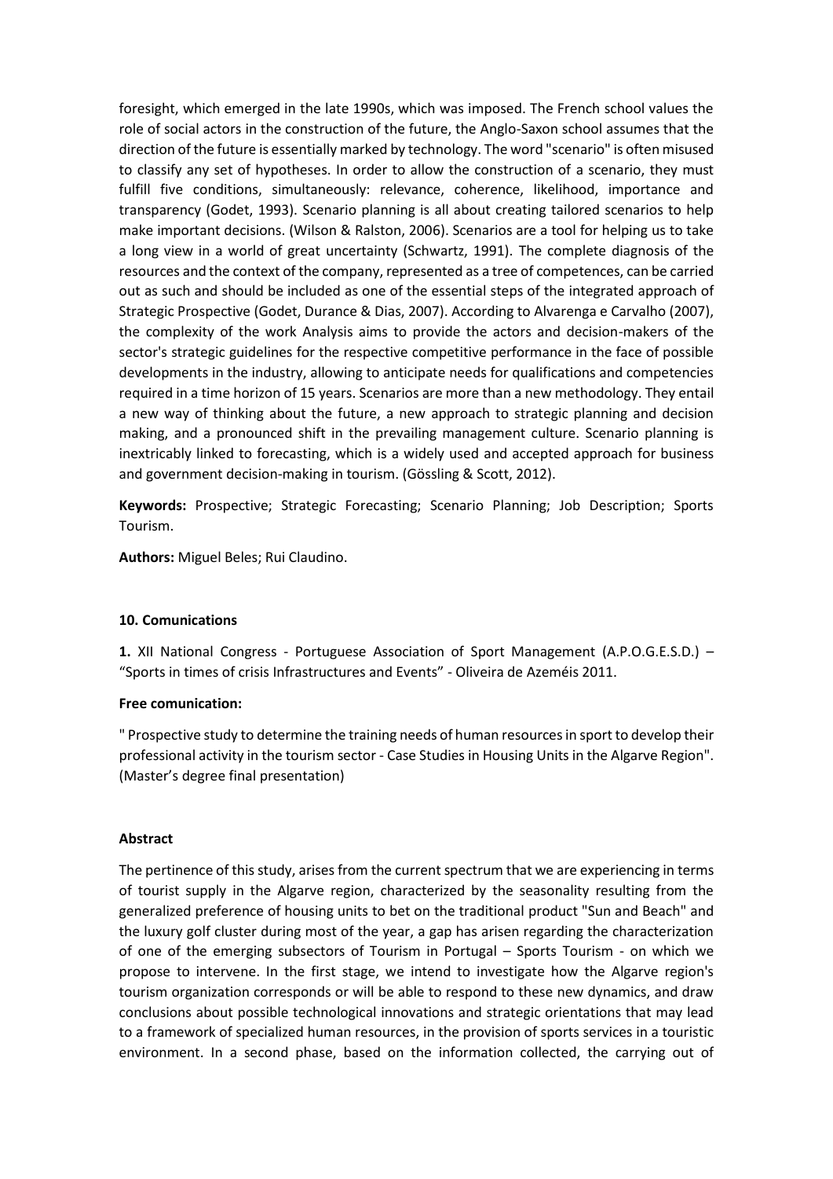foresight, which emerged in the late 1990s, which was imposed. The French school values the role of social actors in the construction of the future, the Anglo-Saxon school assumes that the direction of the future is essentially marked by technology. The word "scenario" is often misused to classify any set of hypotheses. In order to allow the construction of a scenario, they must fulfill five conditions, simultaneously: relevance, coherence, likelihood, importance and transparency (Godet, 1993). Scenario planning is all about creating tailored scenarios to help make important decisions. (Wilson & Ralston, 2006). Scenarios are a tool for helping us to take a long view in a world of great uncertainty (Schwartz, 1991). The complete diagnosis of the resources and the context of the company, represented as a tree of competences, can be carried out as such and should be included as one of the essential steps of the integrated approach of Strategic Prospective (Godet, Durance & Dias, 2007). According to Alvarenga e Carvalho (2007), the complexity of the work Analysis aims to provide the actors and decision-makers of the sector's strategic guidelines for the respective competitive performance in the face of possible developments in the industry, allowing to anticipate needs for qualifications and competencies required in a time horizon of 15 years. Scenarios are more than a new methodology. They entail a new way of thinking about the future, a new approach to strategic planning and decision making, and a pronounced shift in the prevailing management culture. Scenario planning is inextricably linked to forecasting, which is a widely used and accepted approach for business and government decision-making in tourism. (Gössling & Scott, 2012).

**Keywords:** Prospective; Strategic Forecasting; Scenario Planning; Job Description; Sports Tourism.

**Authors:** Miguel Beles; Rui Claudino.

#### 10. Comunications

**1.** XII National Congress - Portuguese Association of Sport Management (A.P.O.G.E.S.D.) – "Sports in times of crisis Infrastructures and Events" - Oliveira de Azeméis 2011.

**Free comunication:**

" Prospective study to determine the training needs of human resources in sport to develop their professional activity in the tourism sector - Case Studies in Housing Units in the Algarve Region". (Master's degree final presentation)

**Abstract**

The pertinence of this study, arises from the current spectrum that we are experiencing in terms of tourist supply in the Algarve region, characterized by the seasonality resulting from the generalized preference of housing units to bet on the traditional product "Sun and Beach" and the luxury golf cluster during most of the year, a gap has arisen regarding the characterization of one of the emerging subsectors of Tourism in Portugal – Sports Tourism - on which we propose to intervene. In the first stage, we intend to investigate how the Algarve region's tourism organization corresponds or will be able to respond to these new dynamics, and draw conclusions about possible technological innovations and strategic orientations that may lead to a framework of specialized human resources, in the provision of sports services in a touristic environment. In a second phase, based on the information collected, the carrying out of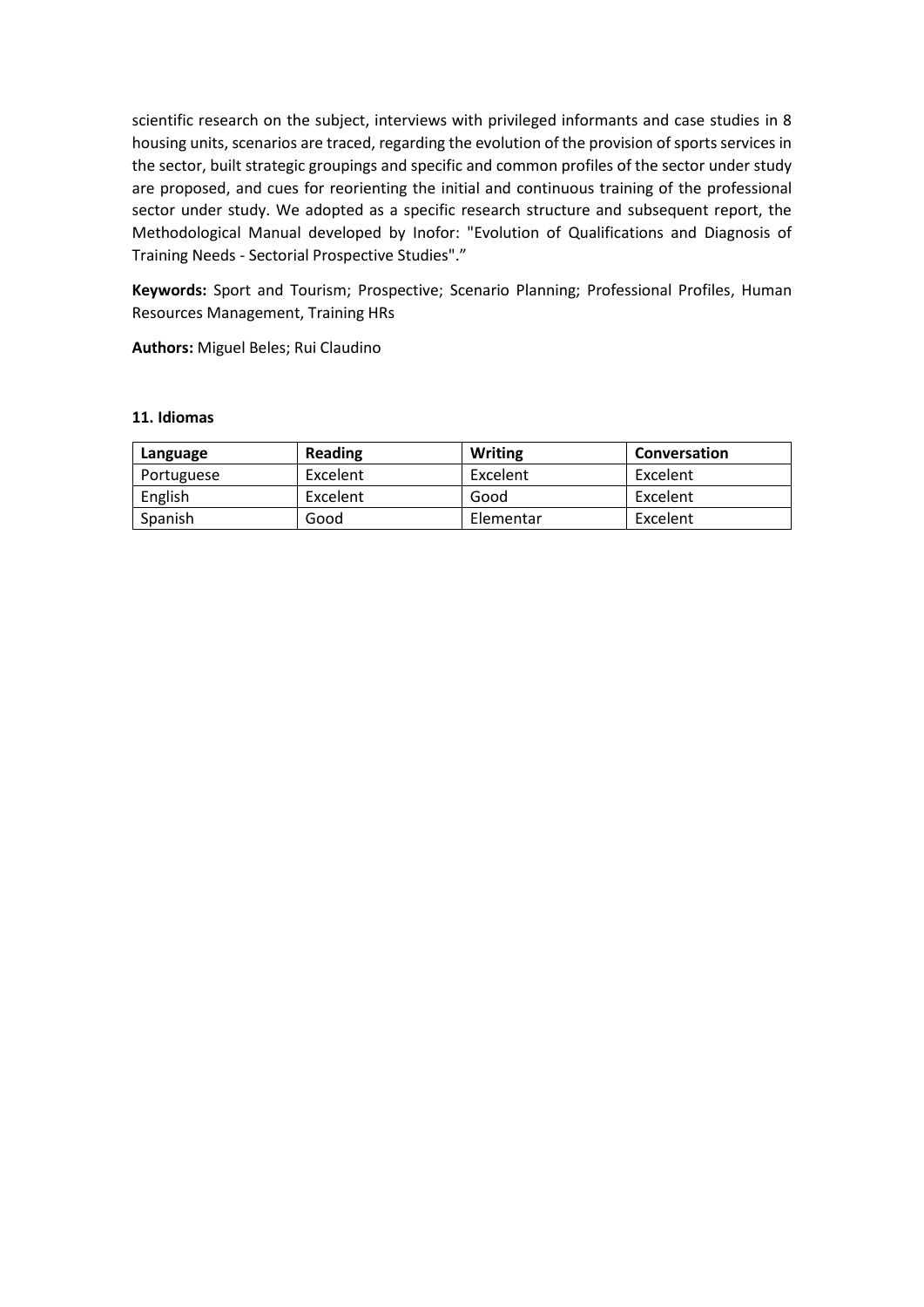scientific research on the subject, interviews with privileged informants and case studies in 8 housing units, scenarios are traced, regarding the evolution of the provision of sports services in the sector, built strategic groupings and specific and common profiles of the sector under study are proposed, and cues for reorienting the initial and continuous training of the professional sector under study. We adopted as a specific research structure and subsequent report, the Methodological Manual developed by Inofor: "Evolution of Qualifications and Diagnosis of Training Needs - Sectorial Prospective Studies"."

**Keywords:** Sport and Tourism; Prospective; Scenario Planning; Professional Profiles, Human Resources Management, Training HRs

**Authors:** Miguel Beles; Rui Claudino

**11. Idiomas**

| Language | Reading | Writing | Conversation |
|---|---|---|---|
| Portuguese | Excelent | Excelent | Excelent |
| English | Excelent | Good | Excelent |
| Spanish | Good | Elementar | Excelent |